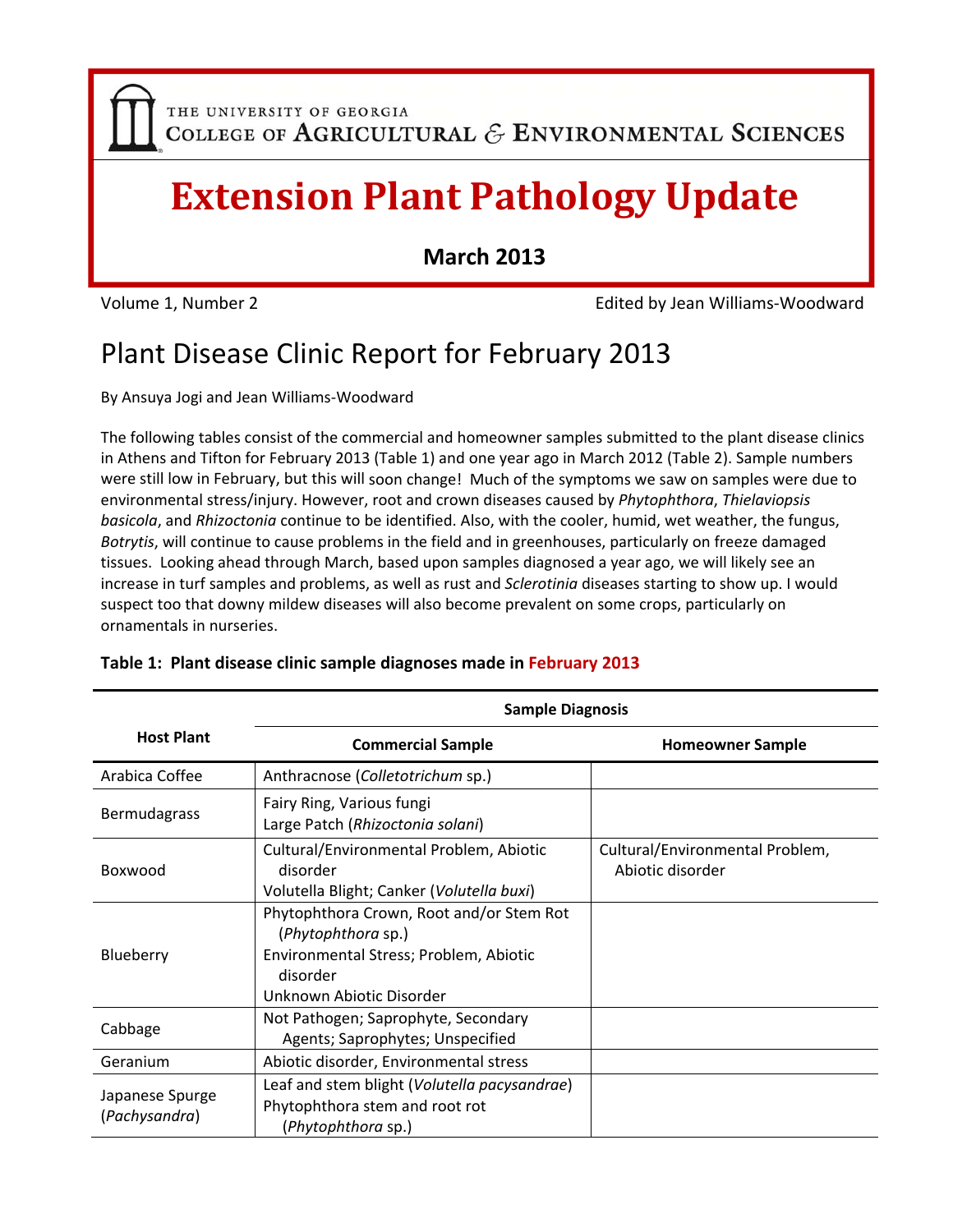THE UNIVERSITY OF GEORGIA
COLLEGE OF AGRICULTURAL & ENVIRONMENTAL SCIENCES

# Extension Plant Pathology Update

**March 2013**

Volume 1, Number 2 — Edited by Jean Williams-Woodward

## Plant Disease Clinic Report for February 2013

By Ansuya Jogi and Jean Williams-Woodward

The following tables consist of the commercial and homeowner samples submitted to the plant disease clinics in Athens and Tifton for February 2013 (Table 1) and one year ago in March 2012 (Table 2). Sample numbers were still low in February, but this will soon change! Much of the symptoms we saw on samples were due to environmental stress/injury. However, root and crown diseases caused by *Phytophthora*, *Thielaviopsis basicola*, and *Rhizoctonia* continue to be identified. Also, with the cooler, humid, wet weather, the fungus, *Botrytis*, will continue to cause problems in the field and in greenhouses, particularly on freeze damaged tissues. Looking ahead through March, based upon samples diagnosed a year ago, we will likely see an increase in turf samples and problems, as well as rust and *Sclerotinia* diseases starting to show up. I would suspect too that downy mildew diseases will also become prevalent on some crops, particularly on ornamentals in nurseries.

**Table 1: Plant disease clinic sample diagnoses made in February 2013**

| Host Plant | Sample Diagnosis | |
|---|---|---|
| | **Commercial Sample** | **Homeowner Sample** |
| Arabica Coffee | Anthracnose (*Colletotrichum* sp.) | |
| Bermudagrass | Fairy Ring, Various fungi<br>Large Patch (*Rhizoctonia solani*) | |
| Boxwood | Cultural/Environmental Problem, Abiotic disorder<br>Volutella Blight; Canker (*Volutella buxi*) | Cultural/Environmental Problem, Abiotic disorder |
| Blueberry | Phytophthora Crown, Root and/or Stem Rot (*Phytophthora* sp.)<br>Environmental Stress; Problem, Abiotic disorder<br>Unknown Abiotic Disorder | |
| Cabbage | Not Pathogen; Saprophyte, Secondary Agents; Saprophytes; Unspecified | |
| Geranium | Abiotic disorder, Environmental stress | |
| Japanese Spurge (*Pachysandra*) | Leaf and stem blight (*Volutella pacysandrae*)<br>Phytophthora stem and root rot (*Phytophthora* sp.) | |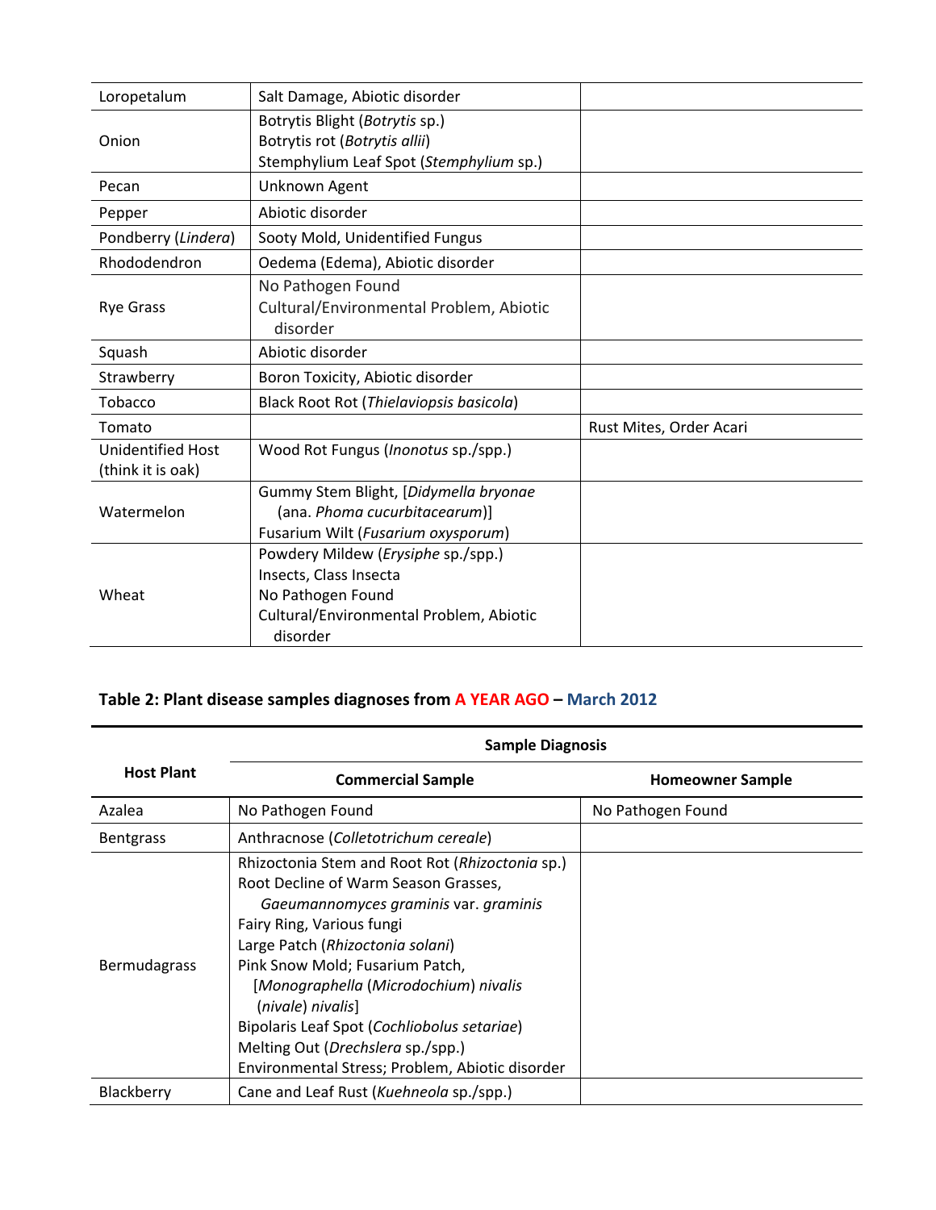| | | |
|---|---|---|
| Loropetalum | Salt Damage, Abiotic disorder | |
| Onion | Botrytis Blight (*Botrytis* sp.)<br>Botrytis rot (*Botrytis allii*)<br>Stemphylium Leaf Spot (*Stemphylium* sp.) | |
| Pecan | Unknown Agent | |
| Pepper | Abiotic disorder | |
| Pondberry (*Lindera*) | Sooty Mold, Unidentified Fungus | |
| Rhododendron | Oedema (Edema), Abiotic disorder | |
| Rye Grass | No Pathogen Found<br>Cultural/Environmental Problem, Abiotic disorder | |
| Squash | Abiotic disorder | |
| Strawberry | Boron Toxicity, Abiotic disorder | |
| Tobacco | Black Root Rot (*Thielaviopsis basicola*) | |
| Tomato | | Rust Mites, Order Acari |
| Unidentified Host (think it is oak) | Wood Rot Fungus (*Inonotus* sp./spp.) | |
| Watermelon | Gummy Stem Blight, [*Didymella bryonae* (ana. *Phoma cucurbitacearum*)]<br>Fusarium Wilt (*Fusarium oxysporum*) | |
| Wheat | Powdery Mildew (*Erysiphe* sp./spp.)<br>Insects, Class Insecta<br>No Pathogen Found<br>Cultural/Environmental Problem, Abiotic disorder | |

**Table 2: Plant disease samples diagnoses from A YEAR AGO – March 2012**

| Host Plant | Sample Diagnosis | |
|---|---|---|
| | **Commercial Sample** | **Homeowner Sample** |
| Azalea | No Pathogen Found | No Pathogen Found |
| Bentgrass | Anthracnose (*Colletotrichum cereale*) | |
| Bermudagrass | Rhizoctonia Stem and Root Rot (*Rhizoctonia* sp.)<br>Root Decline of Warm Season Grasses, *Gaeumannomyces graminis* var. *graminis*<br>Fairy Ring, Various fungi<br>Large Patch (*Rhizoctonia solani*)<br>Pink Snow Mold; Fusarium Patch, [*Monographella* (*Microdochium*) *nivalis* (*nivale*) *nivalis*]<br>Bipolaris Leaf Spot (*Cochliobolus setariae*)<br>Melting Out (*Drechslera* sp./spp.)<br>Environmental Stress; Problem, Abiotic disorder | |
| Blackberry | Cane and Leaf Rust (*Kuehneola* sp./spp.) | |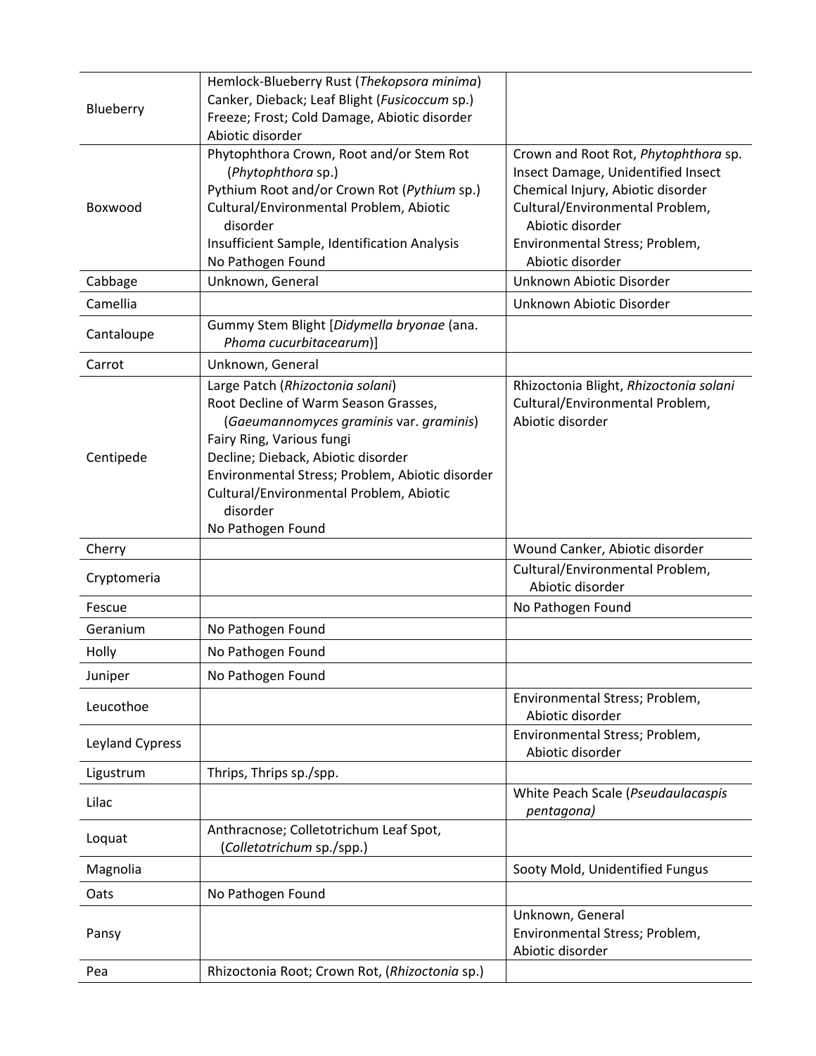| | | |
|---|---|---|
| Blueberry | Hemlock-Blueberry Rust (*Thekopsora minima*)<br>Canker, Dieback; Leaf Blight (*Fusicoccum* sp.)<br>Freeze; Frost; Cold Damage, Abiotic disorder<br>Abiotic disorder | |
| Boxwood | Phytophthora Crown, Root and/or Stem Rot (*Phytophthora* sp.)<br>Pythium Root and/or Crown Rot (*Pythium* sp.)<br>Cultural/Environmental Problem, Abiotic disorder<br>Insufficient Sample, Identification Analysis<br>No Pathogen Found | Crown and Root Rot, *Phytophthora* sp.<br>Insect Damage, Unidentified Insect<br>Chemical Injury, Abiotic disorder<br>Cultural/Environmental Problem, Abiotic disorder<br>Environmental Stress; Problem, Abiotic disorder |
| Cabbage | Unknown, General | Unknown Abiotic Disorder |
| Camellia | | Unknown Abiotic Disorder |
| Cantaloupe | Gummy Stem Blight [*Didymella bryonae* (ana. *Phoma cucurbitacearum*)] | |
| Carrot | Unknown, General | |
| Centipede | Large Patch (*Rhizoctonia solani*)<br>Root Decline of Warm Season Grasses, (*Gaeumannomyces graminis* var. *graminis*)<br>Fairy Ring, Various fungi<br>Decline; Dieback, Abiotic disorder<br>Environmental Stress; Problem, Abiotic disorder<br>Cultural/Environmental Problem, Abiotic disorder<br>No Pathogen Found | Rhizoctonia Blight, *Rhizoctonia solani*<br>Cultural/Environmental Problem, Abiotic disorder |
| Cherry | | Wound Canker, Abiotic disorder |
| Cryptomeria | | Cultural/Environmental Problem, Abiotic disorder |
| Fescue | | No Pathogen Found |
| Geranium | No Pathogen Found | |
| Holly | No Pathogen Found | |
| Juniper | No Pathogen Found | |
| Leucothoe | | Environmental Stress; Problem, Abiotic disorder |
| Leyland Cypress | | Environmental Stress; Problem, Abiotic disorder |
| Ligustrum | Thrips, Thrips sp./spp. | |
| Lilac | | White Peach Scale (*Pseudaulacaspis pentagona)* |
| Loquat | Anthracnose; Colletotrichum Leaf Spot, (*Colletotrichum* sp./spp.) | |
| Magnolia | | Sooty Mold, Unidentified Fungus |
| Oats | No Pathogen Found | |
| Pansy | | Unknown, General<br>Environmental Stress; Problem, Abiotic disorder |
| Pea | Rhizoctonia Root; Crown Rot, (*Rhizoctonia* sp.) | |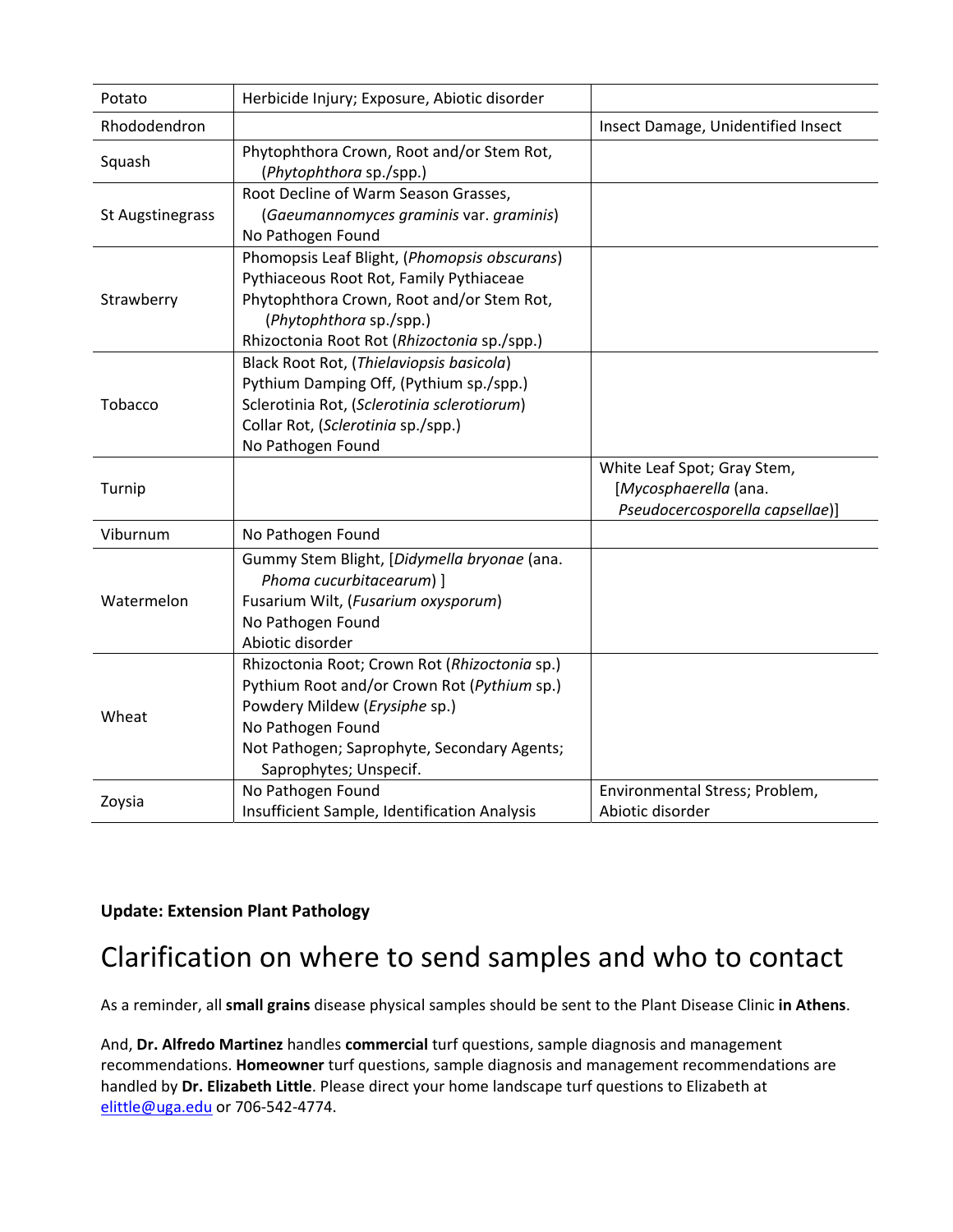| | | |
|---|---|---|
| Potato | Herbicide Injury; Exposure, Abiotic disorder | |
| Rhododendron | | Insect Damage, Unidentified Insect |
| Squash | Phytophthora Crown, Root and/or Stem Rot, (*Phytophthora* sp./spp.) | |
| St Augstinegrass | Root Decline of Warm Season Grasses, (*Gaeumannomyces graminis* var. *graminis*)<br>No Pathogen Found | |
| Strawberry | Phomopsis Leaf Blight, (*Phomopsis obscurans*)<br>Pythiaceous Root Rot, Family Pythiaceae<br>Phytophthora Crown, Root and/or Stem Rot, (*Phytophthora* sp./spp.)<br>Rhizoctonia Root Rot (*Rhizoctonia* sp./spp.) | |
| Tobacco | Black Root Rot, (*Thielaviopsis basicola*)<br>Pythium Damping Off, (Pythium sp./spp.)<br>Sclerotinia Rot, (*Sclerotinia sclerotiorum*)<br>Collar Rot, (*Sclerotinia* sp./spp.)<br>No Pathogen Found | |
| Turnip | | White Leaf Spot; Gray Stem, [*Mycosphaerella* (ana. *Pseudocercosporella capsellae*)] |
| Viburnum | No Pathogen Found | |
| Watermelon | Gummy Stem Blight, [*Didymella bryonae* (ana. *Phoma cucurbitacearum*) ]<br>Fusarium Wilt, (*Fusarium oxysporum*)<br>No Pathogen Found<br>Abiotic disorder | |
| Wheat | Rhizoctonia Root; Crown Rot (*Rhizoctonia* sp.)<br>Pythium Root and/or Crown Rot (*Pythium* sp.)<br>Powdery Mildew (*Erysiphe* sp.)<br>No Pathogen Found<br>Not Pathogen; Saprophyte, Secondary Agents; Saprophytes; Unspecif. | |
| Zoysia | No Pathogen Found<br>Insufficient Sample, Identification Analysis | Environmental Stress; Problem, Abiotic disorder |

**Update: Extension Plant Pathology**

# Clarification on where to send samples and who to contact

As a reminder, all **small grains** disease physical samples should be sent to the Plant Disease Clinic **in Athens**.

And, **Dr. Alfredo Martinez** handles **commercial** turf questions, sample diagnosis and management recommendations. **Homeowner** turf questions, sample diagnosis and management recommendations are handled by **Dr. Elizabeth Little**. Please direct your home landscape turf questions to Elizabeth at elittle@uga.edu or 706-542-4774.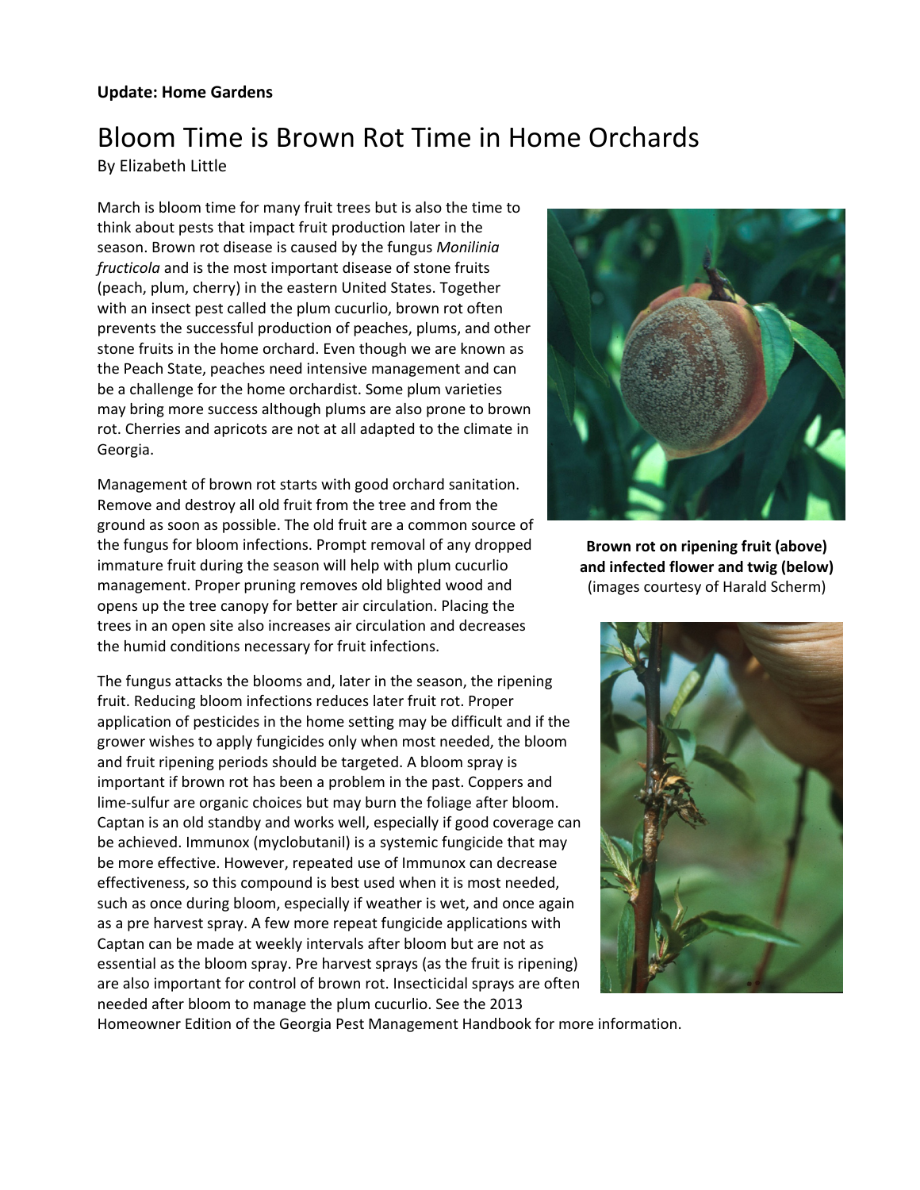**Update: Home Gardens**

# Bloom Time is Brown Rot Time in Home Orchards

By Elizabeth Little

March is bloom time for many fruit trees but is also the time to think about pests that impact fruit production later in the season. Brown rot disease is caused by the fungus *Monilinia fructicola* and is the most important disease of stone fruits (peach, plum, cherry) in the eastern United States. Together with an insect pest called the plum cucurlio, brown rot often prevents the successful production of peaches, plums, and other stone fruits in the home orchard. Even though we are known as the Peach State, peaches need intensive management and can be a challenge for the home orchardist. Some plum varieties may bring more success although plums are also prone to brown rot. Cherries and apricots are not at all adapted to the climate in Georgia.

**Brown rot on ripening fruit (above) and infected flower and twig (below)** (images courtesy of Harald Scherm)

Management of brown rot starts with good orchard sanitation. Remove and destroy all old fruit from the tree and from the ground as soon as possible. The old fruit are a common source of the fungus for bloom infections. Prompt removal of any dropped immature fruit during the season will help with plum cucurlio management. Proper pruning removes old blighted wood and opens up the tree canopy for better air circulation. Placing the trees in an open site also increases air circulation and decreases the humid conditions necessary for fruit infections.

The fungus attacks the blooms and, later in the season, the ripening fruit. Reducing bloom infections reduces later fruit rot. Proper application of pesticides in the home setting may be difficult and if the grower wishes to apply fungicides only when most needed, the bloom and fruit ripening periods should be targeted. A bloom spray is important if brown rot has been a problem in the past. Coppers and lime-sulfur are organic choices but may burn the foliage after bloom. Captan is an old standby and works well, especially if good coverage can be achieved. Immunox (myclobutanil) is a systemic fungicide that may be more effective. However, repeated use of Immunox can decrease effectiveness, so this compound is best used when it is most needed, such as once during bloom, especially if weather is wet, and once again as a pre harvest spray. A few more repeat fungicide applications with Captan can be made at weekly intervals after bloom but are not as essential as the bloom spray. Pre harvest sprays (as the fruit is ripening) are also important for control of brown rot. Insecticidal sprays are often needed after bloom to manage the plum cucurlio. See the 2013 Homeowner Edition of the Georgia Pest Management Handbook for more information.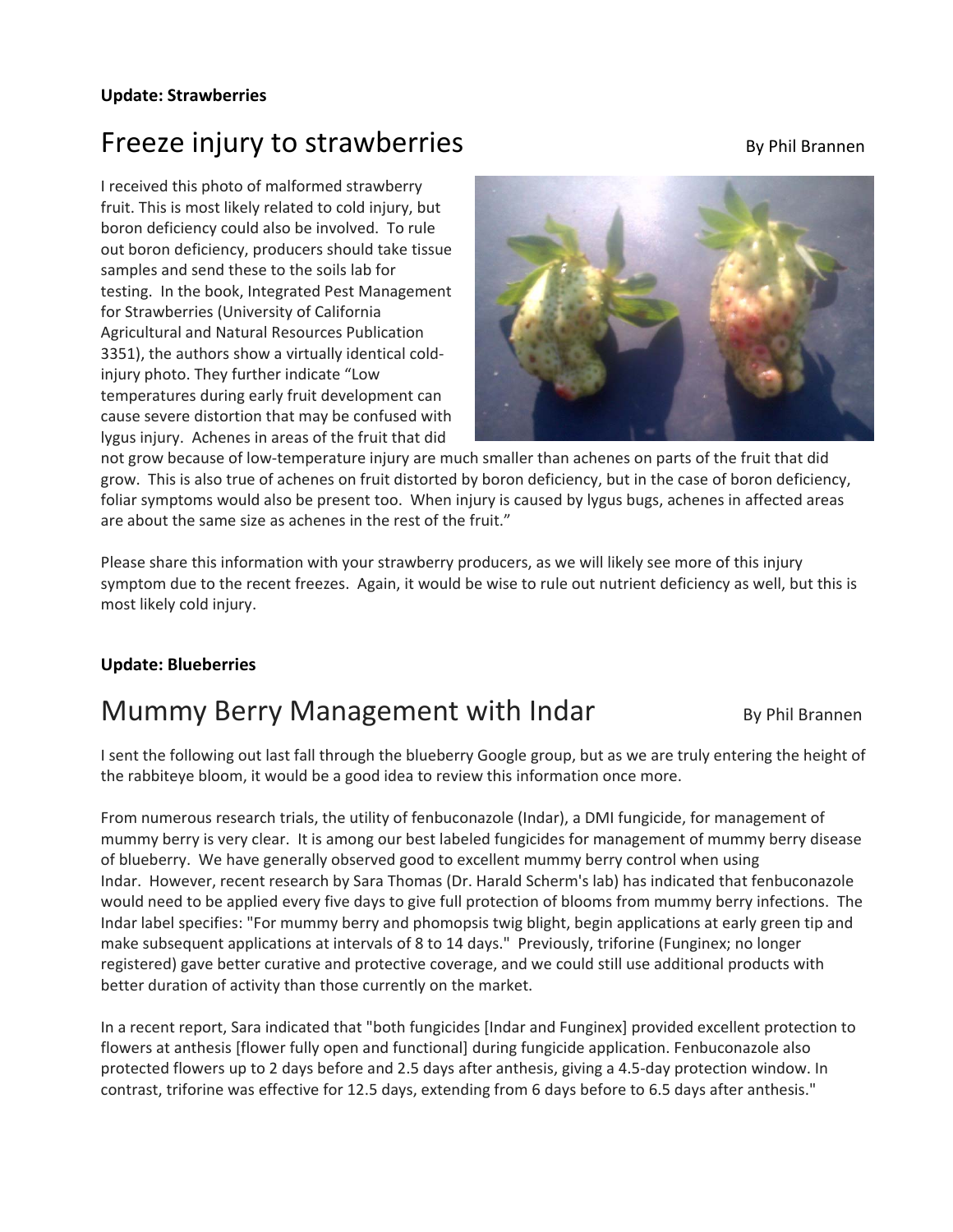**Update: Strawberries**

# Freeze injury to strawberries

By Phil Brannen

I received this photo of malformed strawberry fruit. This is most likely related to cold injury, but boron deficiency could also be involved. To rule out boron deficiency, producers should take tissue samples and send these to the soils lab for testing. In the book, Integrated Pest Management for Strawberries (University of California Agricultural and Natural Resources Publication 3351), the authors show a virtually identical cold-injury photo. They further indicate "Low temperatures during early fruit development can cause severe distortion that may be confused with lygus injury. Achenes in areas of the fruit that did not grow because of low-temperature injury are much smaller than achenes on parts of the fruit that did grow. This is also true of achenes on fruit distorted by boron deficiency, but in the case of boron deficiency, foliar symptoms would also be present too. When injury is caused by lygus bugs, achenes in affected areas are about the same size as achenes in the rest of the fruit."

Please share this information with your strawberry producers, as we will likely see more of this injury symptom due to the recent freezes. Again, it would be wise to rule out nutrient deficiency as well, but this is most likely cold injury.

**Update: Blueberries**

# Mummy Berry Management with Indar

By Phil Brannen

I sent the following out last fall through the blueberry Google group, but as we are truly entering the height of the rabbiteye bloom, it would be a good idea to review this information once more.

From numerous research trials, the utility of fenbuconazole (Indar), a DMI fungicide, for management of mummy berry is very clear. It is among our best labeled fungicides for management of mummy berry disease of blueberry. We have generally observed good to excellent mummy berry control when using Indar. However, recent research by Sara Thomas (Dr. Harald Scherm's lab) has indicated that fenbuconazole would need to be applied every five days to give full protection of blooms from mummy berry infections. The Indar label specifies: "For mummy berry and phomopsis twig blight, begin applications at early green tip and make subsequent applications at intervals of 8 to 14 days." Previously, triforine (Funginex; no longer registered) gave better curative and protective coverage, and we could still use additional products with better duration of activity than those currently on the market.

In a recent report, Sara indicated that "both fungicides [Indar and Funginex] provided excellent protection to flowers at anthesis [flower fully open and functional] during fungicide application. Fenbuconazole also protected flowers up to 2 days before and 2.5 days after anthesis, giving a 4.5-day protection window. In contrast, triforine was effective for 12.5 days, extending from 6 days before to 6.5 days after anthesis."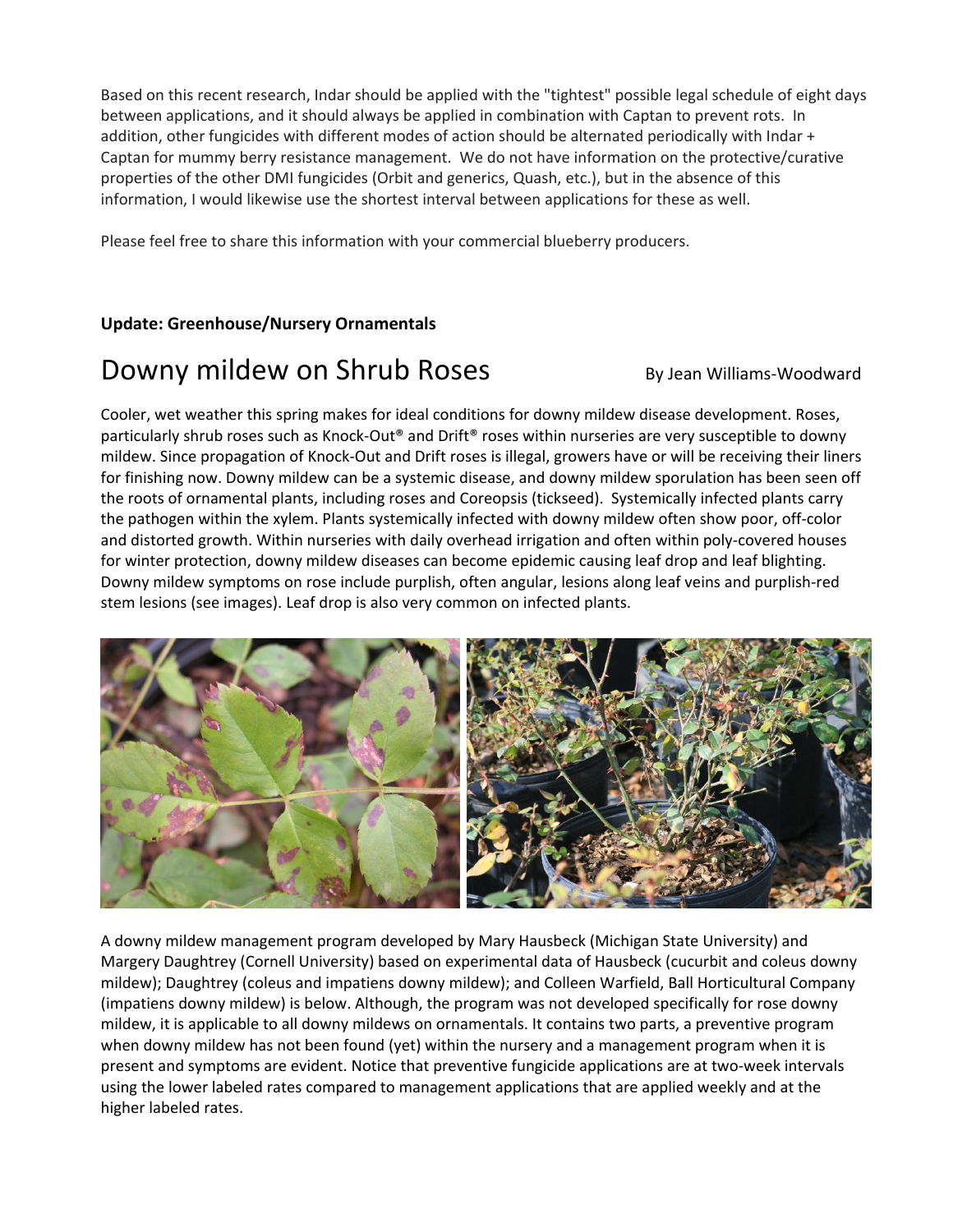Based on this recent research, Indar should be applied with the "tightest" possible legal schedule of eight days between applications, and it should always be applied in combination with Captan to prevent rots. In addition, other fungicides with different modes of action should be alternated periodically with Indar + Captan for mummy berry resistance management. We do not have information on the protective/curative properties of the other DMI fungicides (Orbit and generics, Quash, etc.), but in the absence of this information, I would likewise use the shortest interval between applications for these as well.

Please feel free to share this information with your commercial blueberry producers.

**Update: Greenhouse/Nursery Ornamentals**

# Downy mildew on Shrub Roses

By Jean Williams-Woodward

Cooler, wet weather this spring makes for ideal conditions for downy mildew disease development. Roses, particularly shrub roses such as Knock-Out® and Drift® roses within nurseries are very susceptible to downy mildew. Since propagation of Knock-Out and Drift roses is illegal, growers have or will be receiving their liners for finishing now. Downy mildew can be a systemic disease, and downy mildew sporulation has been seen off the roots of ornamental plants, including roses and Coreopsis (tickseed). Systemically infected plants carry the pathogen within the xylem. Plants systemically infected with downy mildew often show poor, off-color and distorted growth. Within nurseries with daily overhead irrigation and often within poly-covered houses for winter protection, downy mildew diseases can become epidemic causing leaf drop and leaf blighting. Downy mildew symptoms on rose include purplish, often angular, lesions along leaf veins and purplish-red stem lesions (see images). Leaf drop is also very common on infected plants.

A downy mildew management program developed by Mary Hausbeck (Michigan State University) and Margery Daughtrey (Cornell University) based on experimental data of Hausbeck (cucurbit and coleus downy mildew); Daughtrey (coleus and impatiens downy mildew); and Colleen Warfield, Ball Horticultural Company (impatiens downy mildew) is below. Although, the program was not developed specifically for rose downy mildew, it is applicable to all downy mildews on ornamentals. It contains two parts, a preventive program when downy mildew has not been found (yet) within the nursery and a management program when it is present and symptoms are evident. Notice that preventive fungicide applications are at two-week intervals using the lower labeled rates compared to management applications that are applied weekly and at the higher labeled rates.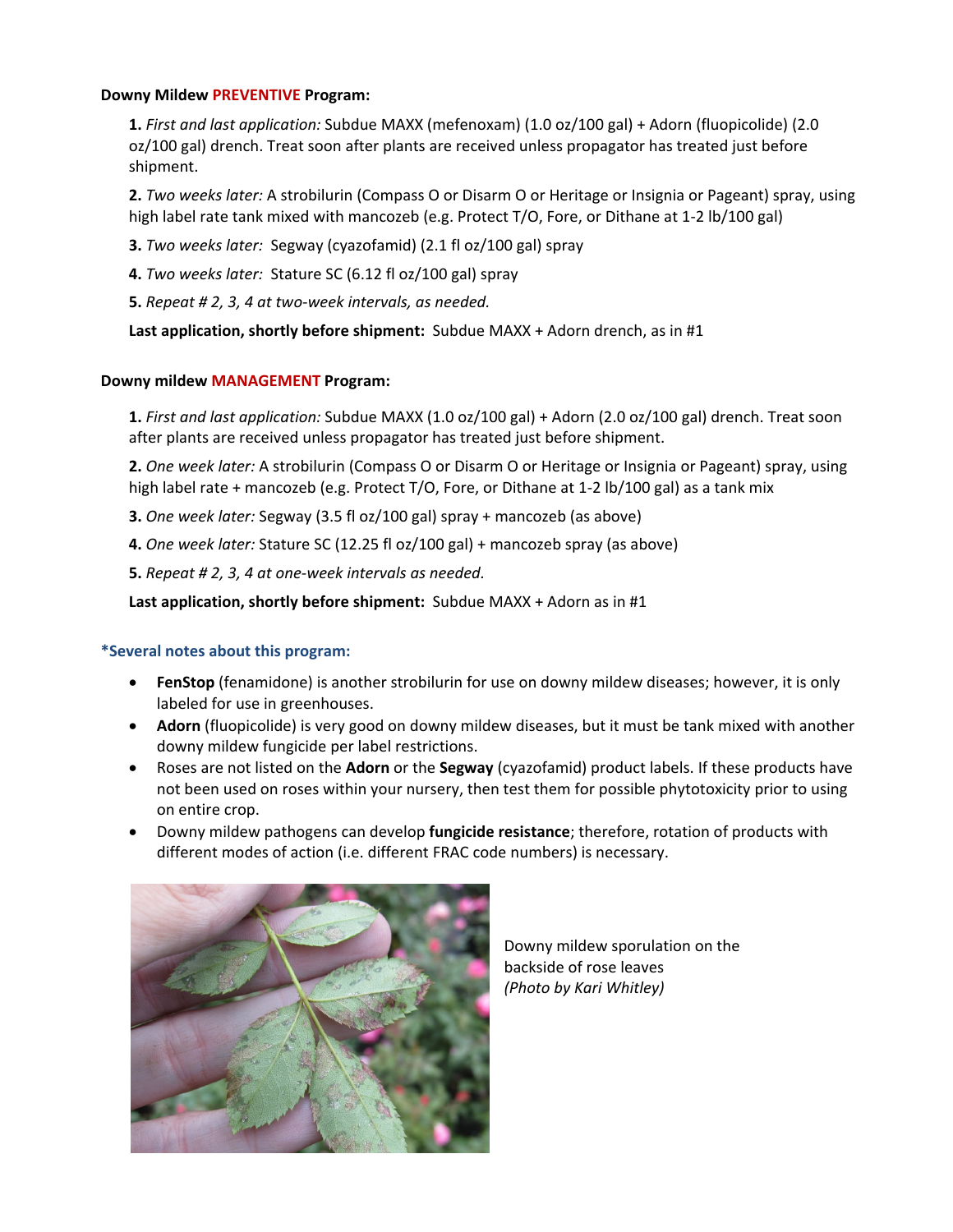**Downy Mildew PREVENTIVE Program:**

**1.** *First and last application:* Subdue MAXX (mefenoxam) (1.0 oz/100 gal) + Adorn (fluopicolide) (2.0 oz/100 gal) drench. Treat soon after plants are received unless propagator has treated just before shipment.

**2.** *Two weeks later:* A strobilurin (Compass O or Disarm O or Heritage or Insignia or Pageant) spray, using high label rate tank mixed with mancozeb (e.g. Protect T/O, Fore, or Dithane at 1-2 lb/100 gal)

**3.** *Two weeks later:* Segway (cyazofamid) (2.1 fl oz/100 gal) spray

**4.** *Two weeks later:* Stature SC (6.12 fl oz/100 gal) spray

**5.** *Repeat # 2, 3, 4 at two-week intervals, as needed.*

**Last application, shortly before shipment:** Subdue MAXX + Adorn drench, as in #1

**Downy mildew MANAGEMENT Program:**

**1.** *First and last application:* Subdue MAXX (1.0 oz/100 gal) + Adorn (2.0 oz/100 gal) drench. Treat soon after plants are received unless propagator has treated just before shipment.

**2.** *One week later:* A strobilurin (Compass O or Disarm O or Heritage or Insignia or Pageant) spray, using high label rate + mancozeb (e.g. Protect T/O, Fore, or Dithane at 1-2 lb/100 gal) as a tank mix

**3.** *One week later:* Segway (3.5 fl oz/100 gal) spray + mancozeb (as above)

**4.** *One week later:* Stature SC (12.25 fl oz/100 gal) + mancozeb spray (as above)

**5.** *Repeat # 2, 3, 4 at one-week intervals as needed.*

**Last application, shortly before shipment:** Subdue MAXX + Adorn as in #1

**\*Several notes about this program:**

- **FenStop** (fenamidone) is another strobilurin for use on downy mildew diseases; however, it is only labeled for use in greenhouses.
- **Adorn** (fluopicolide) is very good on downy mildew diseases, but it must be tank mixed with another downy mildew fungicide per label restrictions.
- Roses are not listed on the **Adorn** or the **Segway** (cyazofamid) product labels. If these products have not been used on roses within your nursery, then test them for possible phytotoxicity prior to using on entire crop.
- Downy mildew pathogens can develop **fungicide resistance**; therefore, rotation of products with different modes of action (i.e. different FRAC code numbers) is necessary.

Downy mildew sporulation on the backside of rose leaves
*(Photo by Kari Whitley)*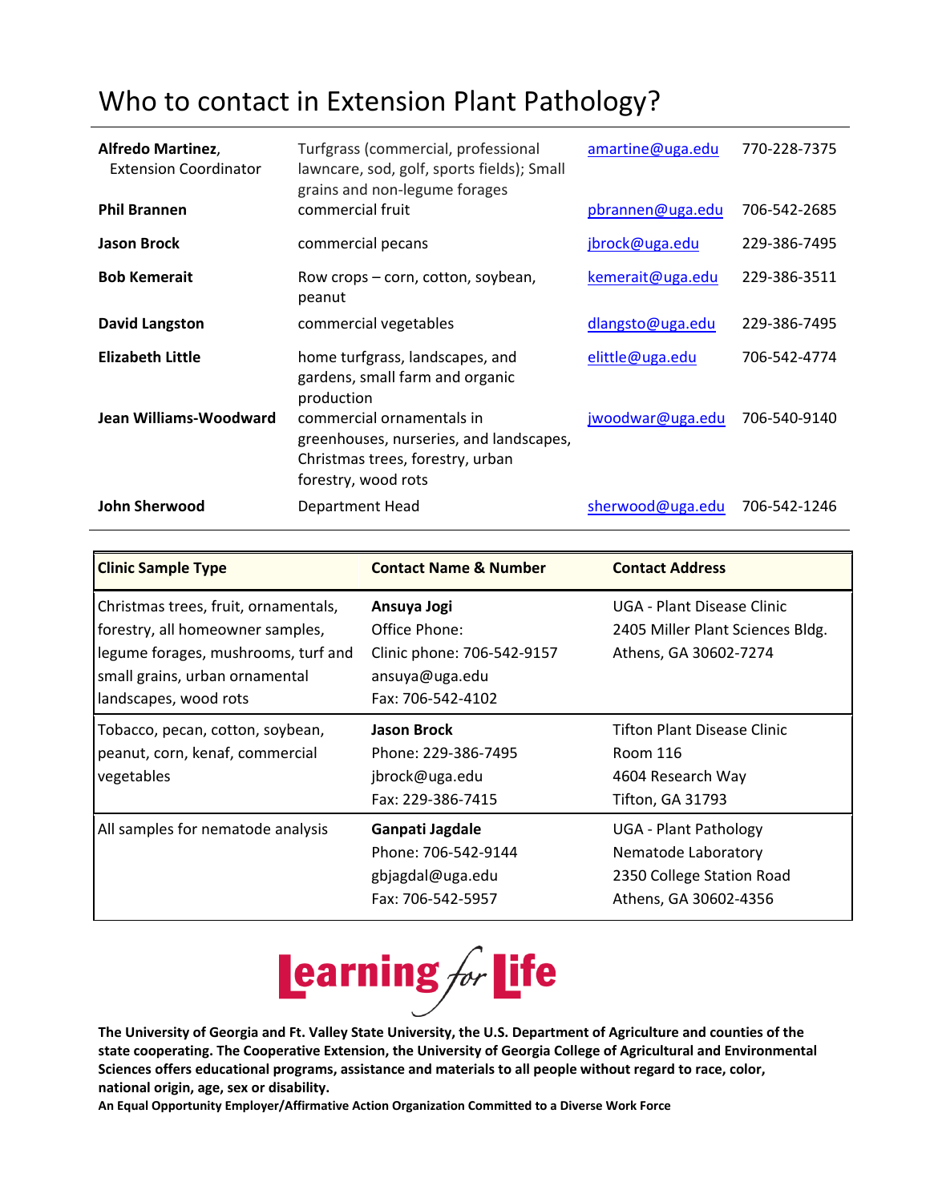# Who to contact in Extension Plant Pathology?

| | | | |
|---|---|---|---|
| **Alfredo Martinez**, Extension Coordinator | Turfgrass (commercial, professional lawncare, sod, golf, sports fields); Small grains and non-legume forages | amartine@uga.edu | 770-228-7375 |
| **Phil Brannen** | commercial fruit | pbrannen@uga.edu | 706-542-2685 |
| **Jason Brock** | commercial pecans | jbrock@uga.edu | 229-386-7495 |
| **Bob Kemerait** | Row crops – corn, cotton, soybean, peanut | kemerait@uga.edu | 229-386-3511 |
| **David Langston** | commercial vegetables | dlangsto@uga.edu | 229-386-7495 |
| **Elizabeth Little** | home turfgrass, landscapes, and gardens, small farm and organic production | elittle@uga.edu | 706-542-4774 |
| **Jean Williams-Woodward** | commercial ornamentals in greenhouses, nurseries, and landscapes, Christmas trees, forestry, urban forestry, wood rots | jwoodwar@uga.edu | 706-540-9140 |
| **John Sherwood** | Department Head | sherwood@uga.edu | 706-542-1246 |

| Clinic Sample Type | Contact Name & Number | Contact Address |
|---|---|---|
| Christmas trees, fruit, ornamentals, forestry, all homeowner samples, legume forages, mushrooms, turf and small grains, urban ornamental landscapes, wood rots | **Ansuya Jogi**<br>Office Phone:<br>Clinic phone: 706-542-9157<br>ansuya@uga.edu<br>Fax: 706-542-4102 | UGA - Plant Disease Clinic<br>2405 Miller Plant Sciences Bldg.<br>Athens, GA 30602-7274 |
| Tobacco, pecan, cotton, soybean, peanut, corn, kenaf, commercial vegetables | **Jason Brock**<br>Phone: 229-386-7495<br>jbrock@uga.edu<br>Fax: 229-386-7415 | Tifton Plant Disease Clinic<br>Room 116<br>4604 Research Way<br>Tifton, GA 31793 |
| All samples for nematode analysis | **Ganpati Jagdale**<br>Phone: 706-542-9144<br>gbjagdal@uga.edu<br>Fax: 706-542-5957 | UGA - Plant Pathology<br>Nematode Laboratory<br>2350 College Station Road<br>Athens, GA 30602-4356 |

Learning for Life

**The University of Georgia and Ft. Valley State University, the U.S. Department of Agriculture and counties of the state cooperating. The Cooperative Extension, the University of Georgia College of Agricultural and Environmental Sciences offers educational programs, assistance and materials to all people without regard to race, color, national origin, age, sex or disability.**

**An Equal Opportunity Employer/Affirmative Action Organization Committed to a Diverse Work Force**